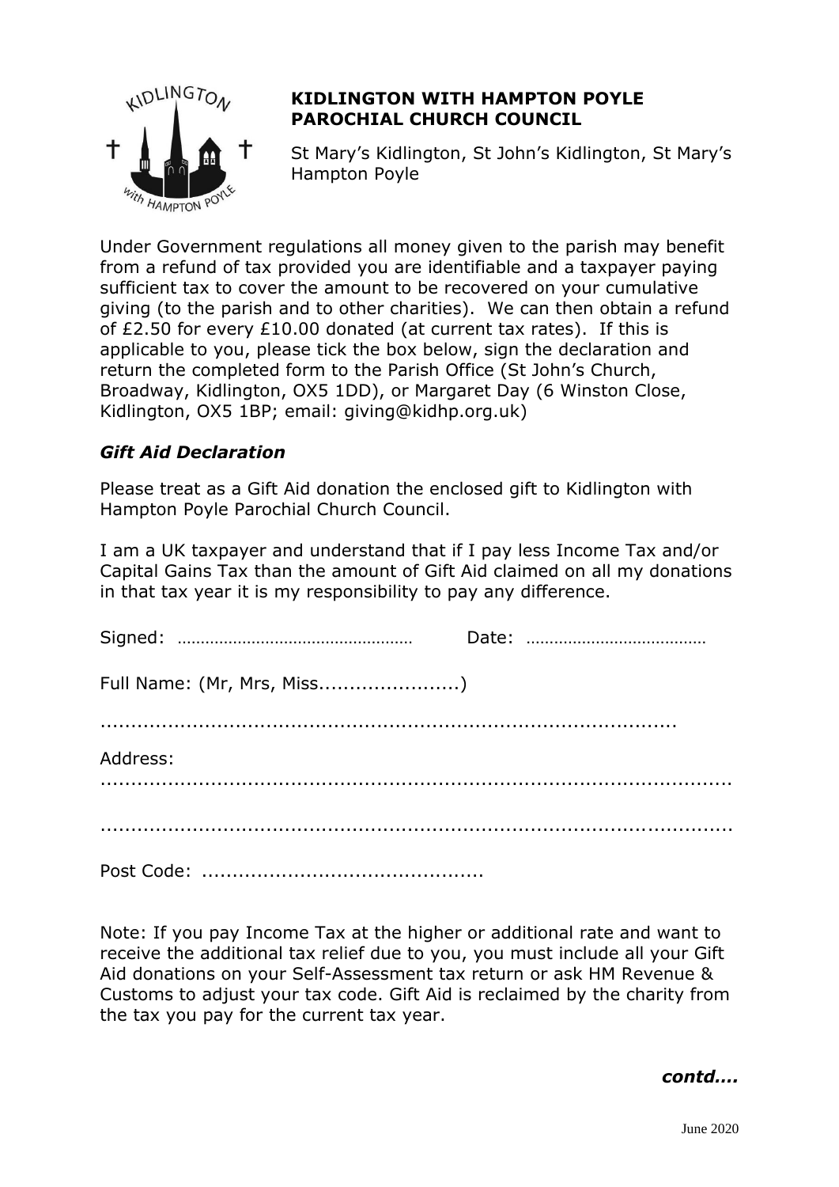**KIDLINGTON WITH HAMPTON POYLE PAROCHIAL CHURCH COUNCIL**

St Mary's Kidlington, St John's Kidlington, St Mary's Hampton Poyle

Under Government regulations all money given to the parish may benefit from a refund of tax provided you are identifiable and a taxpayer paying sufficient tax to cover the amount to be recovered on your cumulative giving (to the parish and to other charities). We can then obtain a refund of £2.50 for every £10.00 donated (at current tax rates). If this is applicable to you, please tick the box below, sign the declaration and return the completed form to the Parish Office (St John's Church, Broadway, Kidlington, OX5 1DD), or Margaret Day (6 Winston Close, Kidlington, OX5 1BP; email: giving@kidhp.org.uk)

***Gift Aid Declaration***

Please treat as a Gift Aid donation the enclosed gift to Kidlington with Hampton Poyle Parochial Church Council.

I am a UK taxpayer and understand that if I pay less Income Tax and/or Capital Gains Tax than the amount of Gift Aid claimed on all my donations in that tax year it is my responsibility to pay any difference.

Signed: ……………………………………………  Date: …………………………………

Full Name: (Mr, Mrs, Miss.......................)

.....................................................................................

Address:
.............................................................................................

.............................................................................................

Post Code: .............................................

Note: If you pay Income Tax at the higher or additional rate and want to receive the additional tax relief due to you, you must include all your Gift Aid donations on your Self-Assessment tax return or ask HM Revenue & Customs to adjust your tax code. Gift Aid is reclaimed by the charity from the tax you pay for the current tax year.

***contd….***

June 2020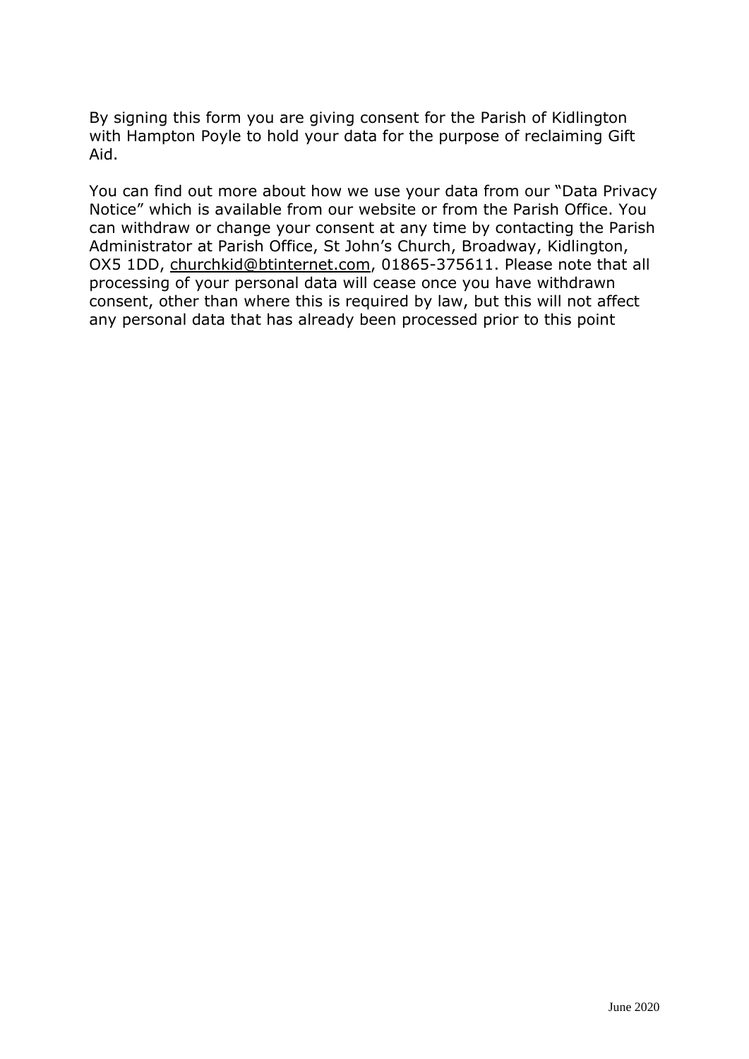By signing this form you are giving consent for the Parish of Kidlington with Hampton Poyle to hold your data for the purpose of reclaiming Gift Aid.

You can find out more about how we use your data from our "Data Privacy Notice" which is available from our website or from the Parish Office. You can withdraw or change your consent at any time by contacting the Parish Administrator at Parish Office, St John's Church, Broadway, Kidlington, OX5 1DD, churchkid@btinternet.com, 01865-375611. Please note that all processing of your personal data will cease once you have withdrawn consent, other than where this is required by law, but this will not affect any personal data that has already been processed prior to this point

June 2020